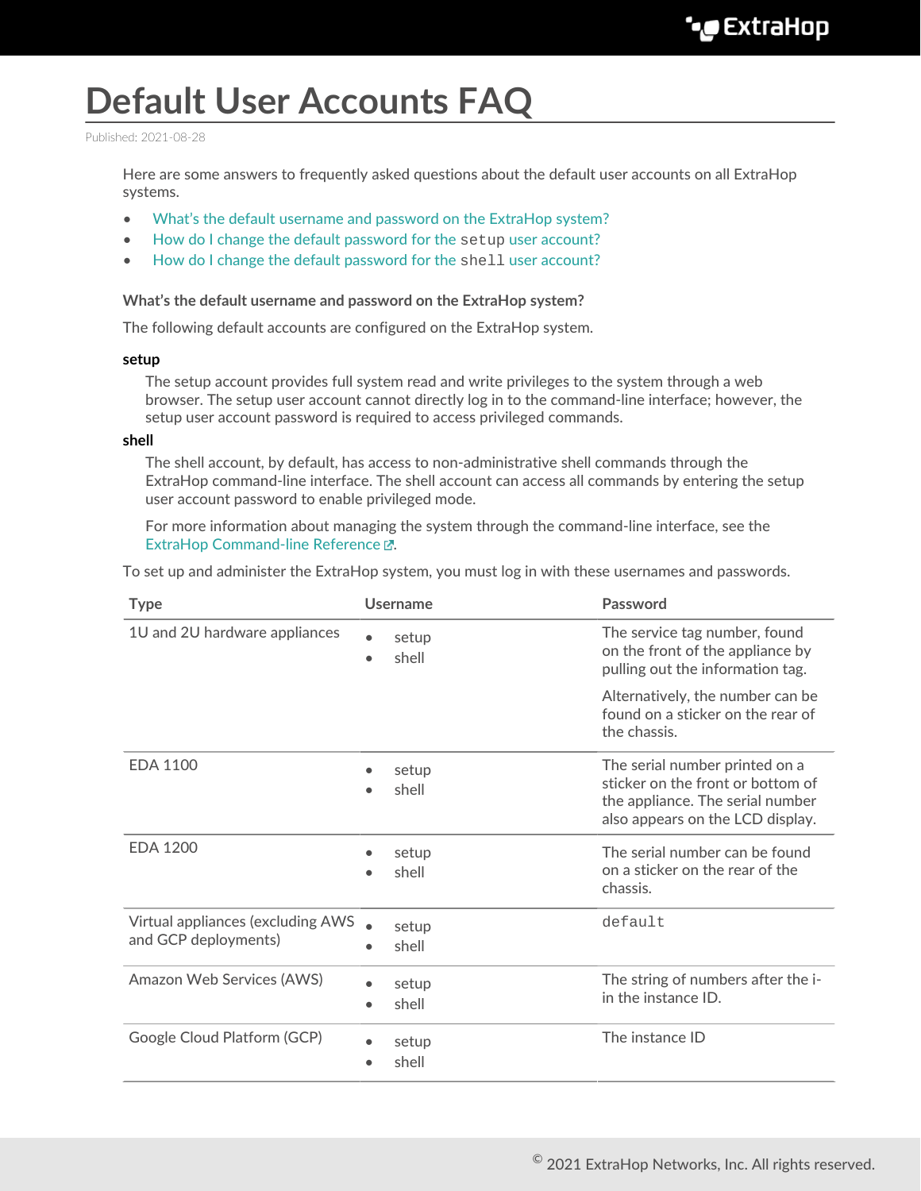# Default User Accounts FAQ

Published: 2021-08-28

Here are some answers to frequently asked questions about the default user accounts on all ExtraHop systems.

- What's the default username and password on the ExtraHop system?
- How do I change the default password for the `setup` user account?
- How do I change the default password for the `shell` user account?

### What's the default username and password on the ExtraHop system?

The following default accounts are configured on the ExtraHop system.

**setup**

The setup account provides full system read and write privileges to the system through a web browser. The setup user account cannot directly log in to the command-line interface; however, the setup user account password is required to access privileged commands.

**shell**

The shell account, by default, has access to non-administrative shell commands through the ExtraHop command-line interface. The shell account can access all commands by entering the setup user account password to enable privileged mode.

For more information about managing the system through the command-line interface, see the ExtraHop Command-line Reference.

To set up and administer the ExtraHop system, you must log in with these usernames and passwords.

| Type | Username | Password |
|---|---|---|
| 1U and 2U hardware appliances | • setup<br>• shell | The service tag number, found on the front of the appliance by pulling out the information tag.<br><br>Alternatively, the number can be found on a sticker on the rear of the chassis. |
| EDA 1100 | • setup<br>• shell | The serial number printed on a sticker on the front or bottom of the appliance. The serial number also appears on the LCD display. |
| EDA 1200 | • setup<br>• shell | The serial number can be found on a sticker on the rear of the chassis. |
| Virtual appliances (excluding AWS and GCP deployments) | • setup<br>• shell | `default` |
| Amazon Web Services (AWS) | • setup<br>• shell | The string of numbers after the i- in the instance ID. |
| Google Cloud Platform (GCP) | • setup<br>• shell | The instance ID |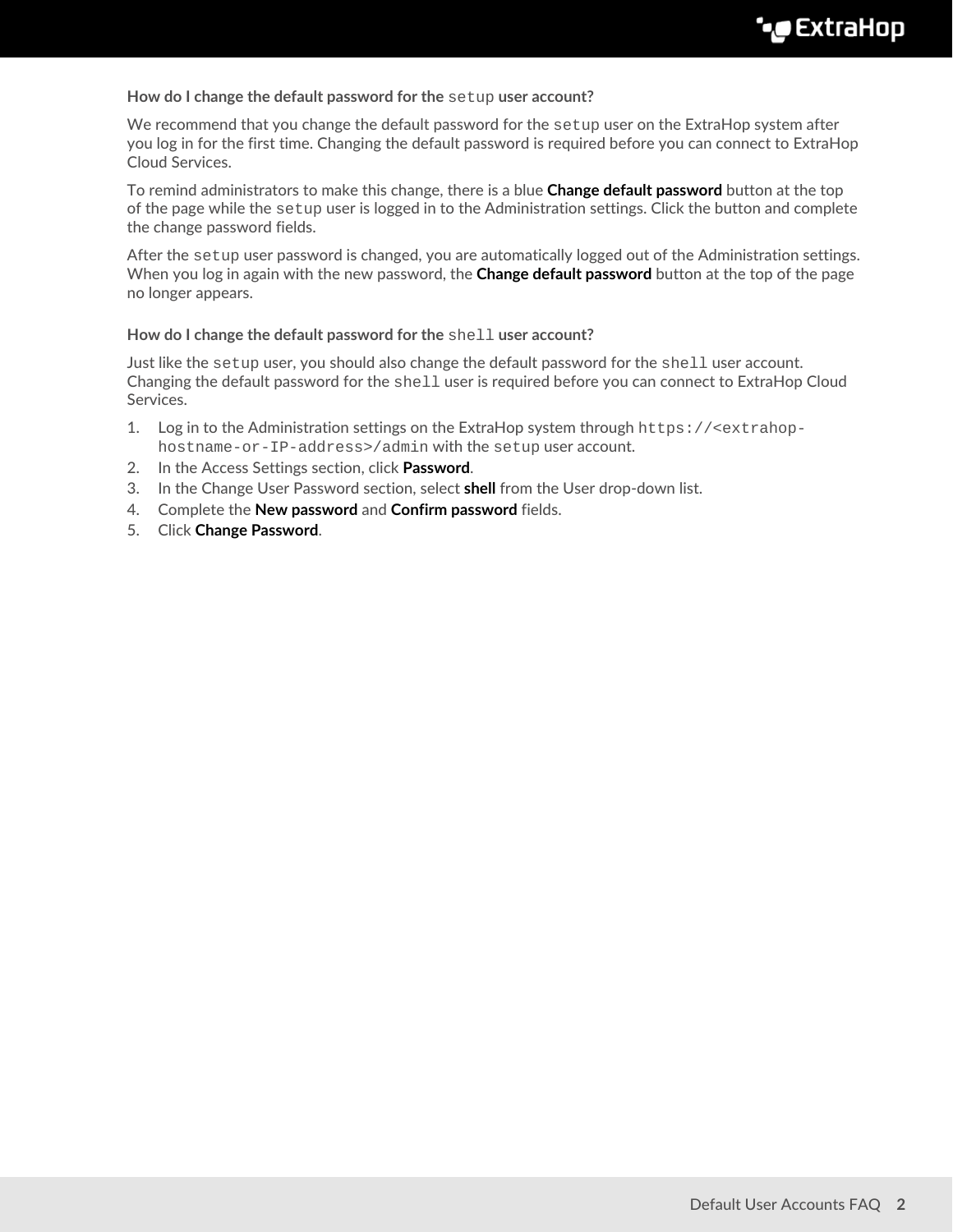**How do I change the default password for the `setup` user account?**

We recommend that you change the default password for the `setup` user on the ExtraHop system after you log in for the first time. Changing the default password is required before you can connect to ExtraHop Cloud Services.

To remind administrators to make this change, there is a blue **Change default password** button at the top of the page while the `setup` user is logged in to the Administration settings. Click the button and complete the change password fields.

After the `setup` user password is changed, you are automatically logged out of the Administration settings. When you log in again with the new password, the **Change default password** button at the top of the page no longer appears.

**How do I change the default password for the `shell` user account?**

Just like the `setup` user, you should also change the default password for the `shell` user account. Changing the default password for the `shell` user is required before you can connect to ExtraHop Cloud Services.

1. Log in to the Administration settings on the ExtraHop system through `https://<extrahop-hostname-or-IP-address>/admin` with the `setup` user account.
2. In the Access Settings section, click **Password**.
3. In the Change User Password section, select **shell** from the User drop-down list.
4. Complete the **New password** and **Confirm password** fields.
5. Click **Change Password**.